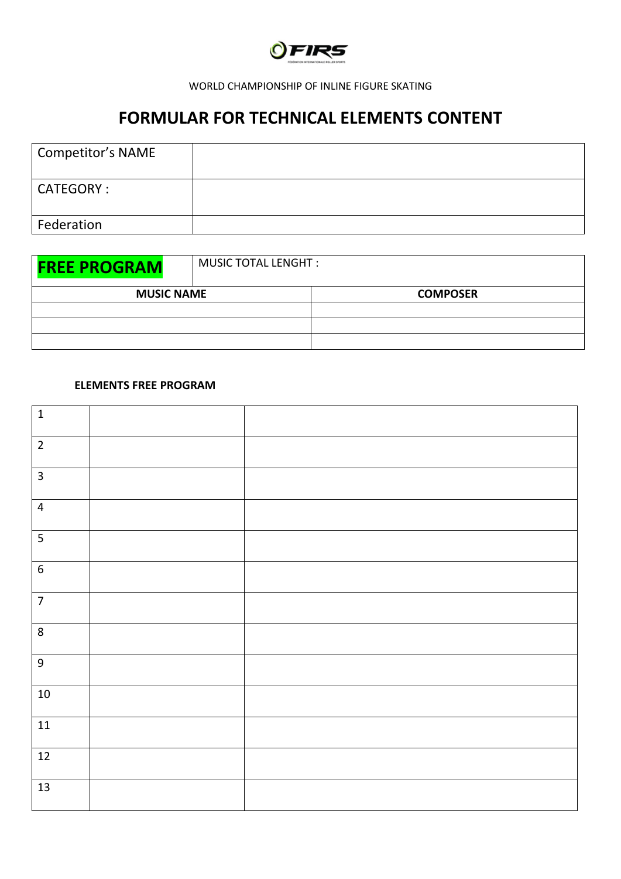WORLD CHAMPIONSHIP OF INLINE FIGURE SKATING

# FORMULAR FOR TECHNICAL ELEMENTS CONTENT

| Competitor's NAME | |
|---|---|
| CATEGORY : | |
| Federation | |

| **FREE PROGRAM** | MUSIC TOTAL LENGHT : |
|---|---|
| **MUSIC NAME** | **COMPOSER** |
| | |
| | |
| | |

**ELEMENTS FREE PROGRAM**

| | | |
|---|---|---|
| 1 | | |
| 2 | | |
| 3 | | |
| 4 | | |
| 5 | | |
| 6 | | |
| 7 | | |
| 8 | | |
| 9 | | |
| 10 | | |
| 11 | | |
| 12 | | |
| 13 | | |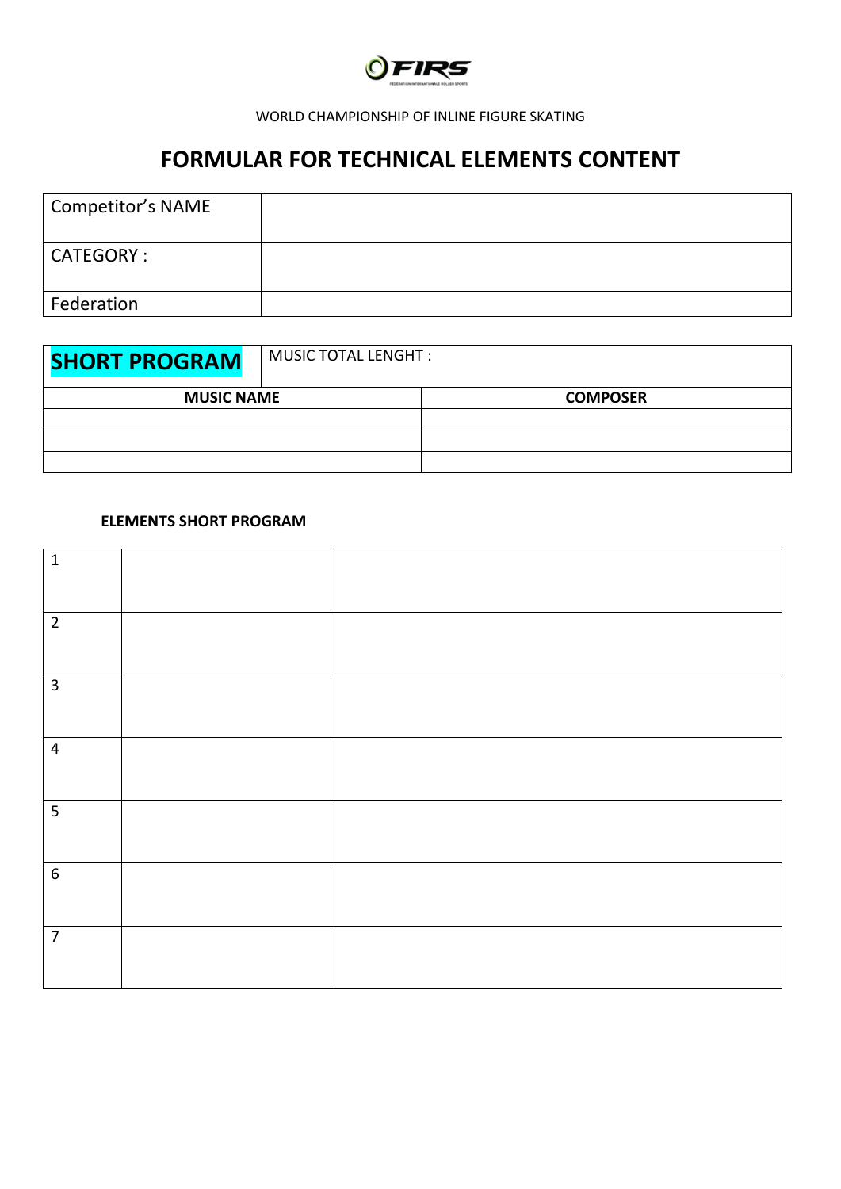WORLD CHAMPIONSHIP OF INLINE FIGURE SKATING

# FORMULAR FOR TECHNICAL ELEMENTS CONTENT

| Competitor's NAME | |
|---|---|
| CATEGORY : | |
| Federation | |

| **SHORT PROGRAM** | MUSIC TOTAL LENGHT : |
|---|---|
| **MUSIC NAME** | **COMPOSER** |
| | |
| | |
| | |

**ELEMENTS SHORT PROGRAM**

| | | |
|---|---|---|
| 1 | | |
| 2 | | |
| 3 | | |
| 4 | | |
| 5 | | |
| 6 | | |
| 7 | | |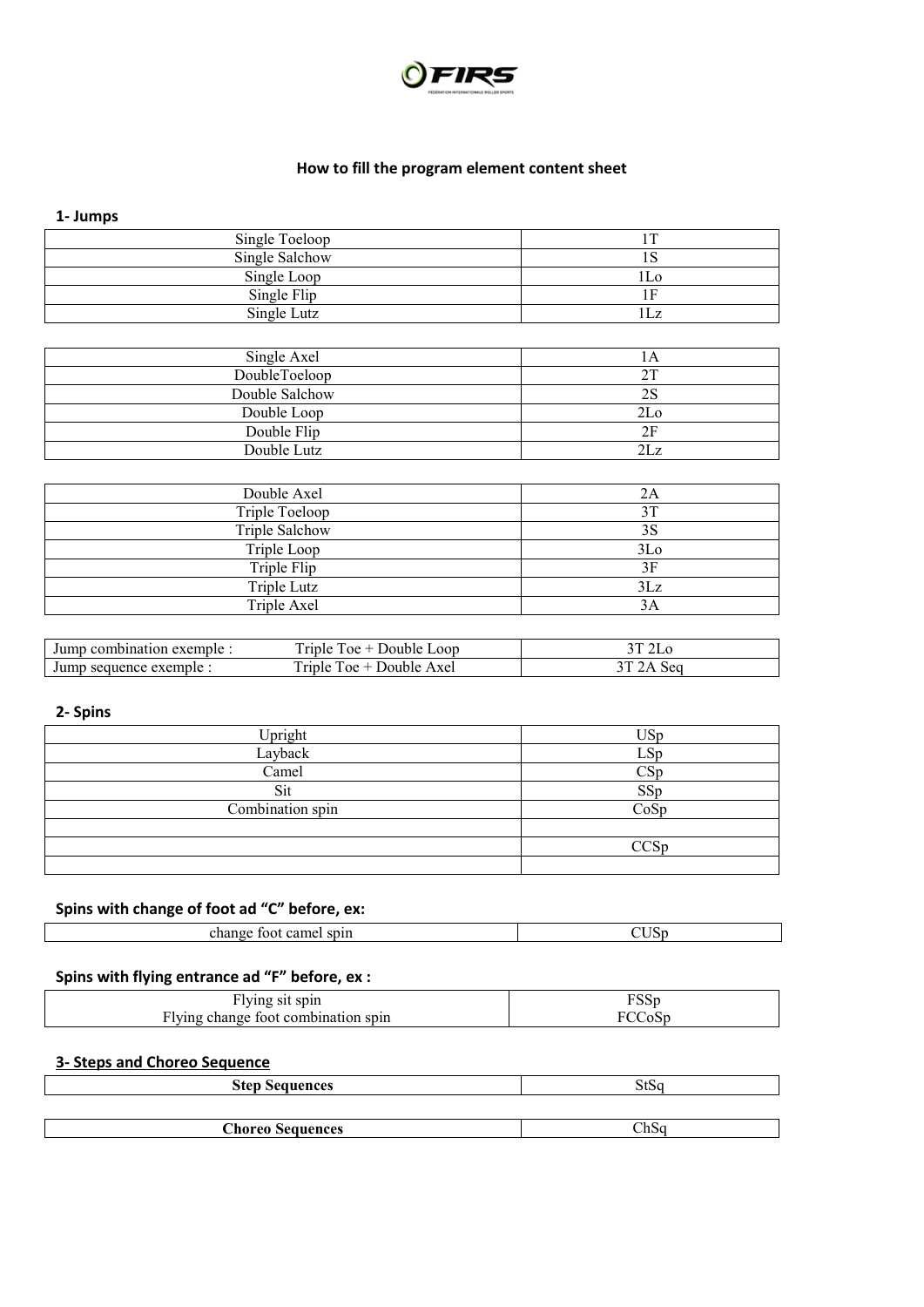## How to fill the program element content sheet

### 1- Jumps

| | |
|---|---|
| Single Toeloop | 1T |
| Single Salchow | 1S |
| Single Loop | 1Lo |
| Single Flip | 1F |
| Single Lutz | 1Lz |

| | |
|---|---|
| Single Axel | 1A |
| DoubleToeloop | 2T |
| Double Salchow | 2S |
| Double Loop | 2Lo |
| Double Flip | 2F |
| Double Lutz | 2Lz |

| | |
|---|---|
| Double Axel | 2A |
| Triple Toeloop | 3T |
| Triple Salchow | 3S |
| Triple Loop | 3Lo |
| Triple Flip | 3F |
| Triple Lutz | 3Lz |
| Triple Axel | 3A |

| | | |
|---|---|---|
| Jump combination exemple : | Triple Toe + Double Loop | 3T 2Lo |
| Jump sequence exemple : | Triple Toe + Double Axel | 3T 2A Seq |

### 2- Spins

| | |
|---|---|
| Upright | USp |
| Layback | LSp |
| Camel | CSp |
| Sit | SSp |
| Combination spin | CoSp |
| | |
| | CCSp |
| | |

### Spins with change of foot ad "C" before, ex:

| | |
|---|---|
| change foot camel spin | CUSp |

### Spins with flying entrance ad "F" before, ex :

| | |
|---|---|
| Flying sit spin | FSSp |
| Flying change foot combination spin | FCCoSp |

### 3- Steps and Choreo Sequence

| | |
|---|---|
| **Step Sequences** | StSq |

| | |
|---|---|
| **Choreo Sequences** | ChSq |